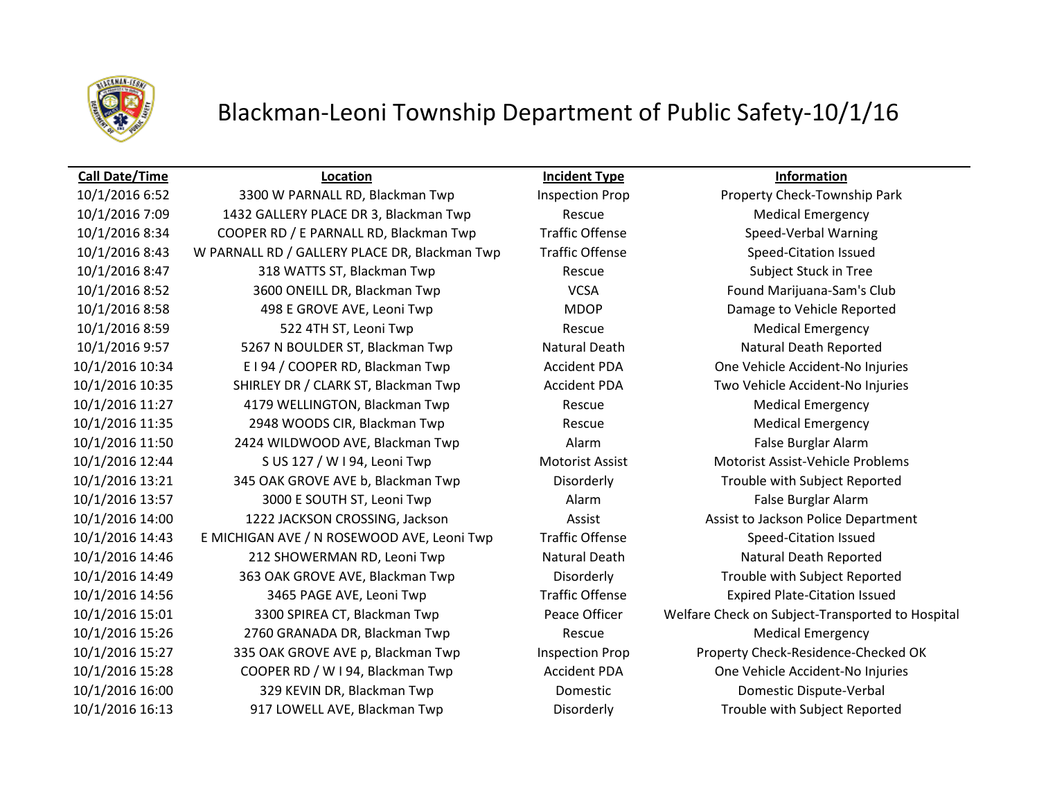# Blackman-Leoni Township Department of Public Safety-10/1/16

| Call Date/Time | Location | Incident Type | Information |
|---|---|---|---|
| 10/1/2016 6:52 | 3300 W PARNALL RD, Blackman Twp | Inspection Prop | Property Check-Township Park |
| 10/1/2016 7:09 | 1432 GALLERY PLACE DR 3, Blackman Twp | Rescue | Medical Emergency |
| 10/1/2016 8:34 | COOPER RD / E PARNALL RD, Blackman Twp | Traffic Offense | Speed-Verbal Warning |
| 10/1/2016 8:43 | W PARNALL RD / GALLERY PLACE DR, Blackman Twp | Traffic Offense | Speed-Citation Issued |
| 10/1/2016 8:47 | 318 WATTS ST, Blackman Twp | Rescue | Subject Stuck in Tree |
| 10/1/2016 8:52 | 3600 ONEILL DR, Blackman Twp | VCSA | Found Marijuana-Sam's Club |
| 10/1/2016 8:58 | 498 E GROVE AVE, Leoni Twp | MDOP | Damage to Vehicle Reported |
| 10/1/2016 8:59 | 522 4TH ST, Leoni Twp | Rescue | Medical Emergency |
| 10/1/2016 9:57 | 5267 N BOULDER ST, Blackman Twp | Natural Death | Natural Death Reported |
| 10/1/2016 10:34 | E I 94 / COOPER RD, Blackman Twp | Accident PDA | One Vehicle Accident-No Injuries |
| 10/1/2016 10:35 | SHIRLEY DR / CLARK ST, Blackman Twp | Accident PDA | Two Vehicle Accident-No Injuries |
| 10/1/2016 11:27 | 4179 WELLINGTON, Blackman Twp | Rescue | Medical Emergency |
| 10/1/2016 11:35 | 2948 WOODS CIR, Blackman Twp | Rescue | Medical Emergency |
| 10/1/2016 11:50 | 2424 WILDWOOD AVE, Blackman Twp | Alarm | False Burglar Alarm |
| 10/1/2016 12:44 | S US 127 / W I 94, Leoni Twp | Motorist Assist | Motorist Assist-Vehicle Problems |
| 10/1/2016 13:21 | 345 OAK GROVE AVE b, Blackman Twp | Disorderly | Trouble with Subject Reported |
| 10/1/2016 13:57 | 3000 E SOUTH ST, Leoni Twp | Alarm | False Burglar Alarm |
| 10/1/2016 14:00 | 1222 JACKSON CROSSING, Jackson | Assist | Assist to Jackson Police Department |
| 10/1/2016 14:43 | E MICHIGAN AVE / N ROSEWOOD AVE, Leoni Twp | Traffic Offense | Speed-Citation Issued |
| 10/1/2016 14:46 | 212 SHOWERMAN RD, Leoni Twp | Natural Death | Natural Death Reported |
| 10/1/2016 14:49 | 363 OAK GROVE AVE, Blackman Twp | Disorderly | Trouble with Subject Reported |
| 10/1/2016 14:56 | 3465 PAGE AVE, Leoni Twp | Traffic Offense | Expired Plate-Citation Issued |
| 10/1/2016 15:01 | 3300 SPIREA CT, Blackman Twp | Peace Officer | Welfare Check on Subject-Transported to Hospital |
| 10/1/2016 15:26 | 2760 GRANADA DR, Blackman Twp | Rescue | Medical Emergency |
| 10/1/2016 15:27 | 335 OAK GROVE AVE p, Blackman Twp | Inspection Prop | Property Check-Residence-Checked OK |
| 10/1/2016 15:28 | COOPER RD / W I 94, Blackman Twp | Accident PDA | One Vehicle Accident-No Injuries |
| 10/1/2016 16:00 | 329 KEVIN DR, Blackman Twp | Domestic | Domestic Dispute-Verbal |
| 10/1/2016 16:13 | 917 LOWELL AVE, Blackman Twp | Disorderly | Trouble with Subject Reported |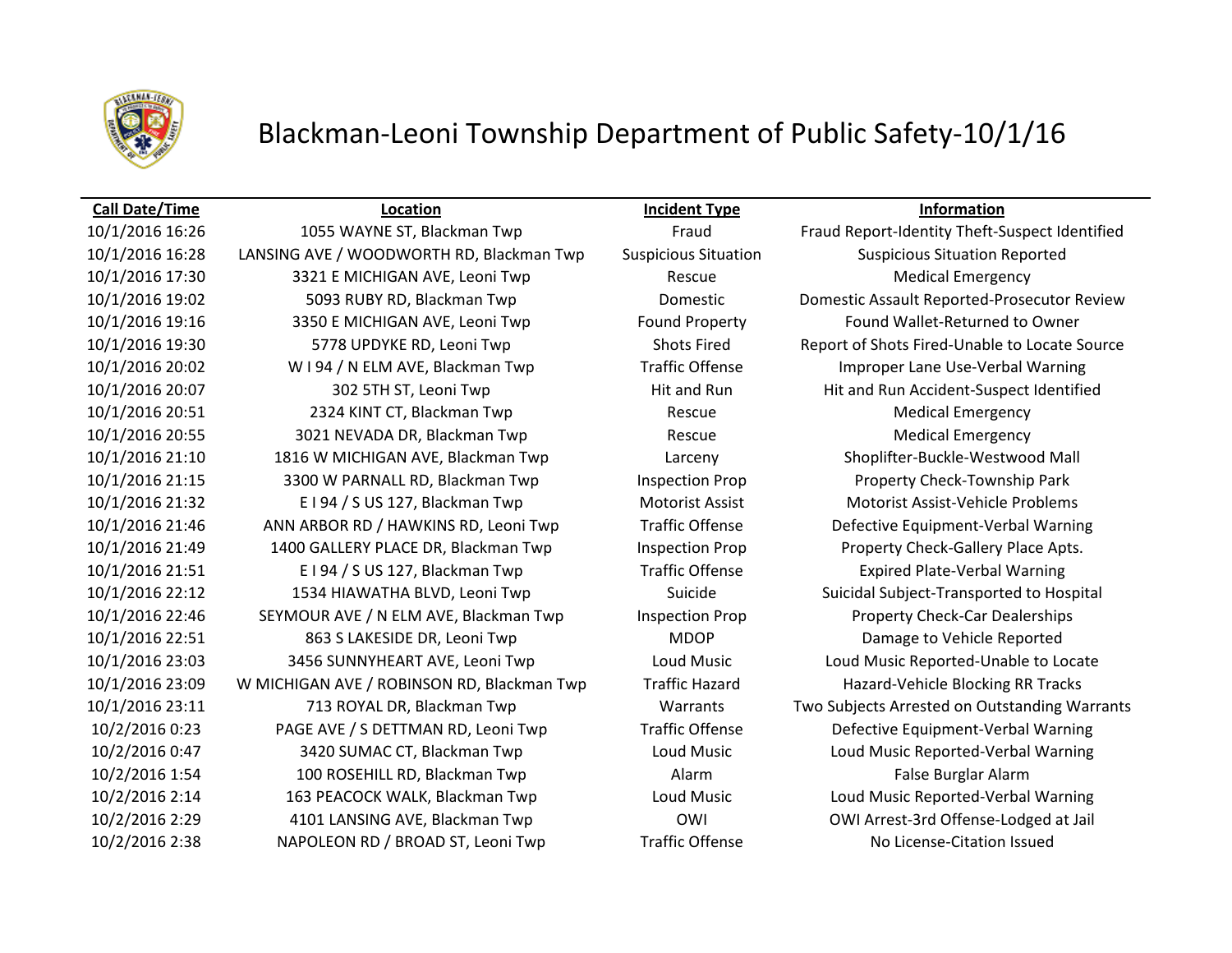# Blackman-Leoni Township Department of Public Safety-10/1/16

| Call Date/Time | Location | Incident Type | Information |
|---|---|---|---|
| 10/1/2016 16:26 | 1055 WAYNE ST, Blackman Twp | Fraud | Fraud Report-Identity Theft-Suspect Identified |
| 10/1/2016 16:28 | LANSING AVE / WOODWORTH RD, Blackman Twp | Suspicious Situation | Suspicious Situation Reported |
| 10/1/2016 17:30 | 3321 E MICHIGAN AVE, Leoni Twp | Rescue | Medical Emergency |
| 10/1/2016 19:02 | 5093 RUBY RD, Blackman Twp | Domestic | Domestic Assault Reported-Prosecutor Review |
| 10/1/2016 19:16 | 3350 E MICHIGAN AVE, Leoni Twp | Found Property | Found Wallet-Returned to Owner |
| 10/1/2016 19:30 | 5778 UPDYKE RD, Leoni Twp | Shots Fired | Report of Shots Fired-Unable to Locate Source |
| 10/1/2016 20:02 | W I 94 / N ELM AVE, Blackman Twp | Traffic Offense | Improper Lane Use-Verbal Warning |
| 10/1/2016 20:07 | 302 5TH ST, Leoni Twp | Hit and Run | Hit and Run Accident-Suspect Identified |
| 10/1/2016 20:51 | 2324 KINT CT, Blackman Twp | Rescue | Medical Emergency |
| 10/1/2016 20:55 | 3021 NEVADA DR, Blackman Twp | Rescue | Medical Emergency |
| 10/1/2016 21:10 | 1816 W MICHIGAN AVE, Blackman Twp | Larceny | Shoplifter-Buckle-Westwood Mall |
| 10/1/2016 21:15 | 3300 W PARNALL RD, Blackman Twp | Inspection Prop | Property Check-Township Park |
| 10/1/2016 21:32 | E I 94 / S US 127, Blackman Twp | Motorist Assist | Motorist Assist-Vehicle Problems |
| 10/1/2016 21:46 | ANN ARBOR RD / HAWKINS RD, Leoni Twp | Traffic Offense | Defective Equipment-Verbal Warning |
| 10/1/2016 21:49 | 1400 GALLERY PLACE DR, Blackman Twp | Inspection Prop | Property Check-Gallery Place Apts. |
| 10/1/2016 21:51 | E I 94 / S US 127, Blackman Twp | Traffic Offense | Expired Plate-Verbal Warning |
| 10/1/2016 22:12 | 1534 HIAWATHA BLVD, Leoni Twp | Suicide | Suicidal Subject-Transported to Hospital |
| 10/1/2016 22:46 | SEYMOUR AVE / N ELM AVE, Blackman Twp | Inspection Prop | Property Check-Car Dealerships |
| 10/1/2016 22:51 | 863 S LAKESIDE DR, Leoni Twp | MDOP | Damage to Vehicle Reported |
| 10/1/2016 23:03 | 3456 SUNNYHEART AVE, Leoni Twp | Loud Music | Loud Music Reported-Unable to Locate |
| 10/1/2016 23:09 | W MICHIGAN AVE / ROBINSON RD, Blackman Twp | Traffic Hazard | Hazard-Vehicle Blocking RR Tracks |
| 10/1/2016 23:11 | 713 ROYAL DR, Blackman Twp | Warrants | Two Subjects Arrested on Outstanding Warrants |
| 10/2/2016 0:23 | PAGE AVE / S DETTMAN RD, Leoni Twp | Traffic Offense | Defective Equipment-Verbal Warning |
| 10/2/2016 0:47 | 3420 SUMAC CT, Blackman Twp | Loud Music | Loud Music Reported-Verbal Warning |
| 10/2/2016 1:54 | 100 ROSEHILL RD, Blackman Twp | Alarm | False Burglar Alarm |
| 10/2/2016 2:14 | 163 PEACOCK WALK, Blackman Twp | Loud Music | Loud Music Reported-Verbal Warning |
| 10/2/2016 2:29 | 4101 LANSING AVE, Blackman Twp | OWI | OWI Arrest-3rd Offense-Lodged at Jail |
| 10/2/2016 2:38 | NAPOLEON RD / BROAD ST, Leoni Twp | Traffic Offense | No License-Citation Issued |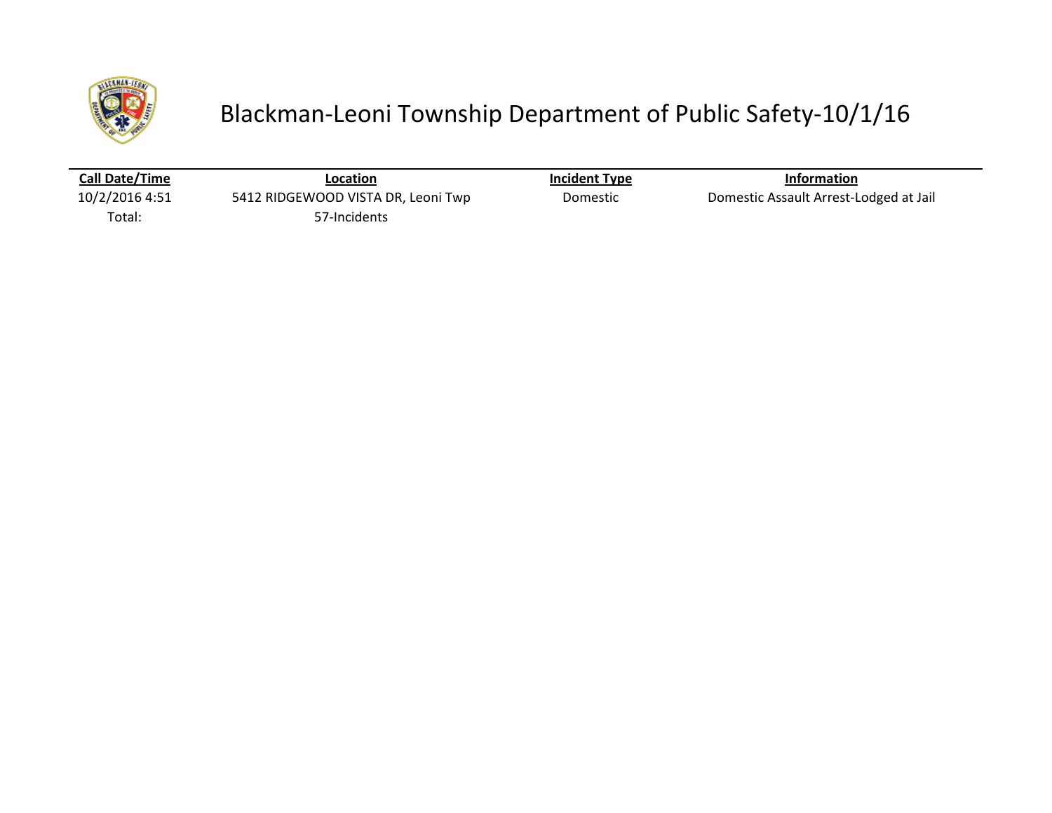# Blackman-Leoni Township Department of Public Safety-10/1/16

| Call Date/Time | Location | Incident Type | Information |
|---|---|---|---|
| 10/2/2016 4:51 | 5412 RIDGEWOOD VISTA DR, Leoni Twp | Domestic | Domestic Assault Arrest-Lodged at Jail |
| Total: | 57-Incidents | | |